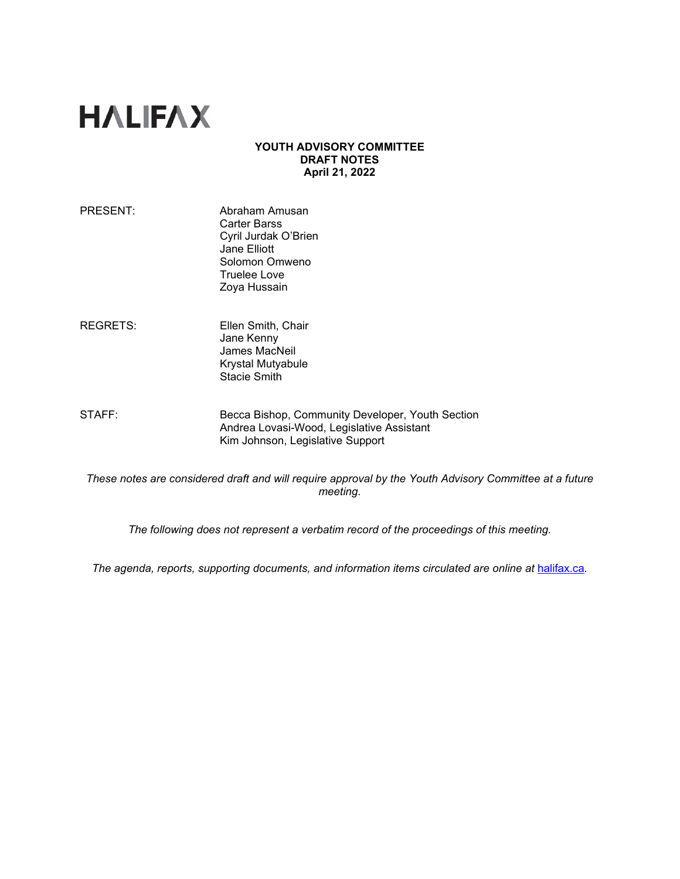# HALIFAX

**YOUTH ADVISORY COMMITTEE**
**DRAFT NOTES**
**April 21, 2022**

| | |
|---|---|
| PRESENT: | Abraham Amusan<br>Carter Barss<br>Cyril Jurdak O'Brien<br>Jane Elliott<br>Solomon Omweno<br>Truelee Love<br>Zoya Hussain |
| REGRETS: | Ellen Smith, Chair<br>Jane Kenny<br>James MacNeil<br>Krystal Mutyabule<br>Stacie Smith |
| STAFF: | Becca Bishop, Community Developer, Youth Section<br>Andrea Lovasi-Wood, Legislative Assistant<br>Kim Johnson, Legislative Support |

*These notes are considered draft and will require approval by the Youth Advisory Committee at a future meeting.*

*The following does not represent a verbatim record of the proceedings of this meeting.*

*The agenda, reports, supporting documents, and information items circulated are online at* [halifax.ca](halifax.ca).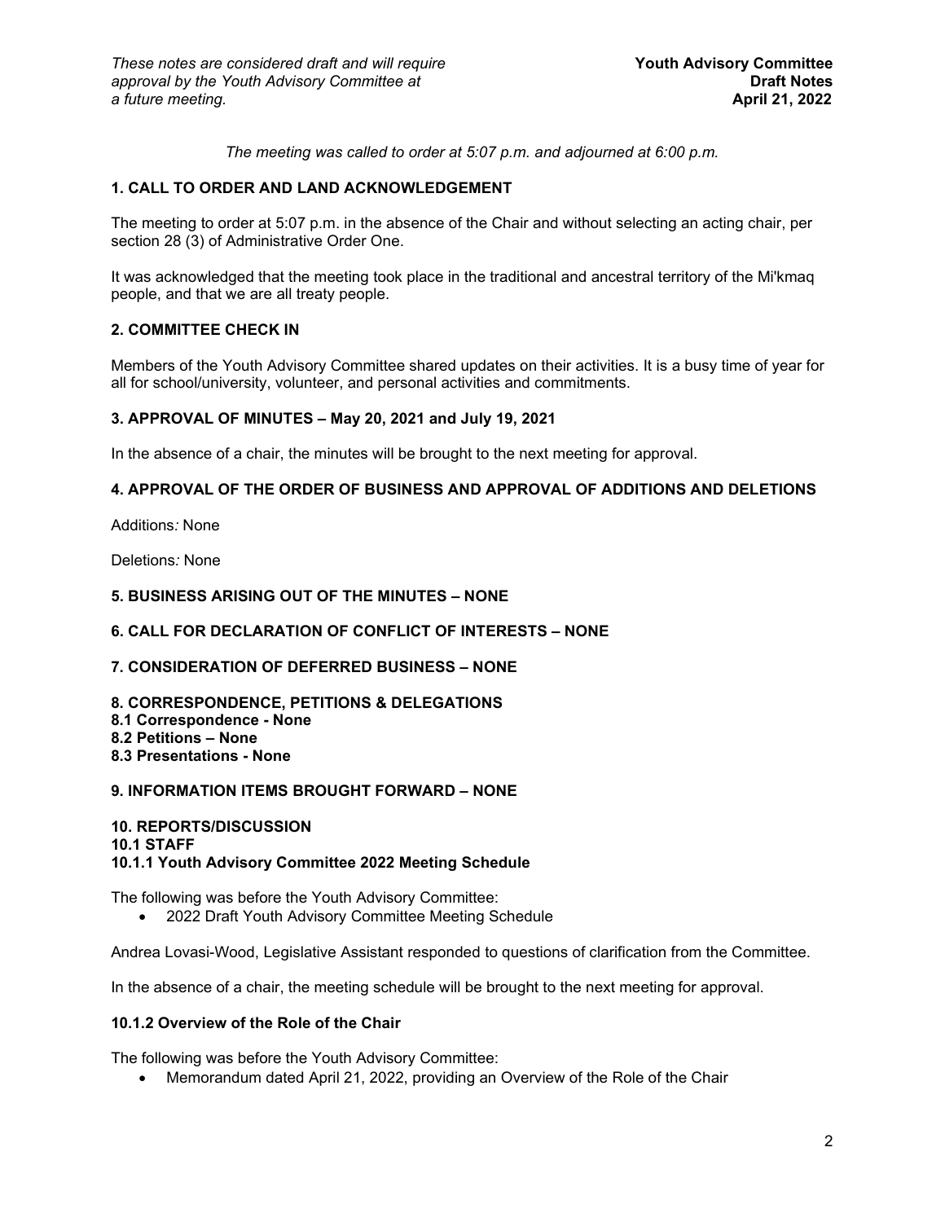*These notes are considered draft and will require approval by the Youth Advisory Committee at a future meeting.*

**Youth Advisory Committee**
**Draft Notes**
**April 21, 2022**

*The meeting was called to order at 5:07 p.m. and adjourned at 6:00 p.m.*

### 1. CALL TO ORDER AND LAND ACKNOWLEDGEMENT

The meeting to order at 5:07 p.m. in the absence of the Chair and without selecting an acting chair, per section 28 (3) of Administrative Order One.

It was acknowledged that the meeting took place in the traditional and ancestral territory of the Mi'kmaq people, and that we are all treaty people.

### 2. COMMITTEE CHECK IN

Members of the Youth Advisory Committee shared updates on their activities. It is a busy time of year for all for school/university, volunteer, and personal activities and commitments.

### 3. APPROVAL OF MINUTES – May 20, 2021 and July 19, 2021

In the absence of a chair, the minutes will be brought to the next meeting for approval.

### 4. APPROVAL OF THE ORDER OF BUSINESS AND APPROVAL OF ADDITIONS AND DELETIONS

Additions*:* None

Deletions*:* None

### 5. BUSINESS ARISING OUT OF THE MINUTES – NONE

### 6. CALL FOR DECLARATION OF CONFLICT OF INTERESTS – NONE

### 7. CONSIDERATION OF DEFERRED BUSINESS – NONE

### 8. CORRESPONDENCE, PETITIONS & DELEGATIONS
**8.1 Correspondence - None**
**8.2 Petitions – None**
**8.3 Presentations - None**

### 9. INFORMATION ITEMS BROUGHT FORWARD – NONE

### 10. REPORTS/DISCUSSION
**10.1 STAFF**
**10.1.1 Youth Advisory Committee 2022 Meeting Schedule**

The following was before the Youth Advisory Committee:

- 2022 Draft Youth Advisory Committee Meeting Schedule

Andrea Lovasi-Wood, Legislative Assistant responded to questions of clarification from the Committee.

In the absence of a chair, the meeting schedule will be brought to the next meeting for approval.

**10.1.2 Overview of the Role of the Chair**

The following was before the Youth Advisory Committee:

- Memorandum dated April 21, 2022, providing an Overview of the Role of the Chair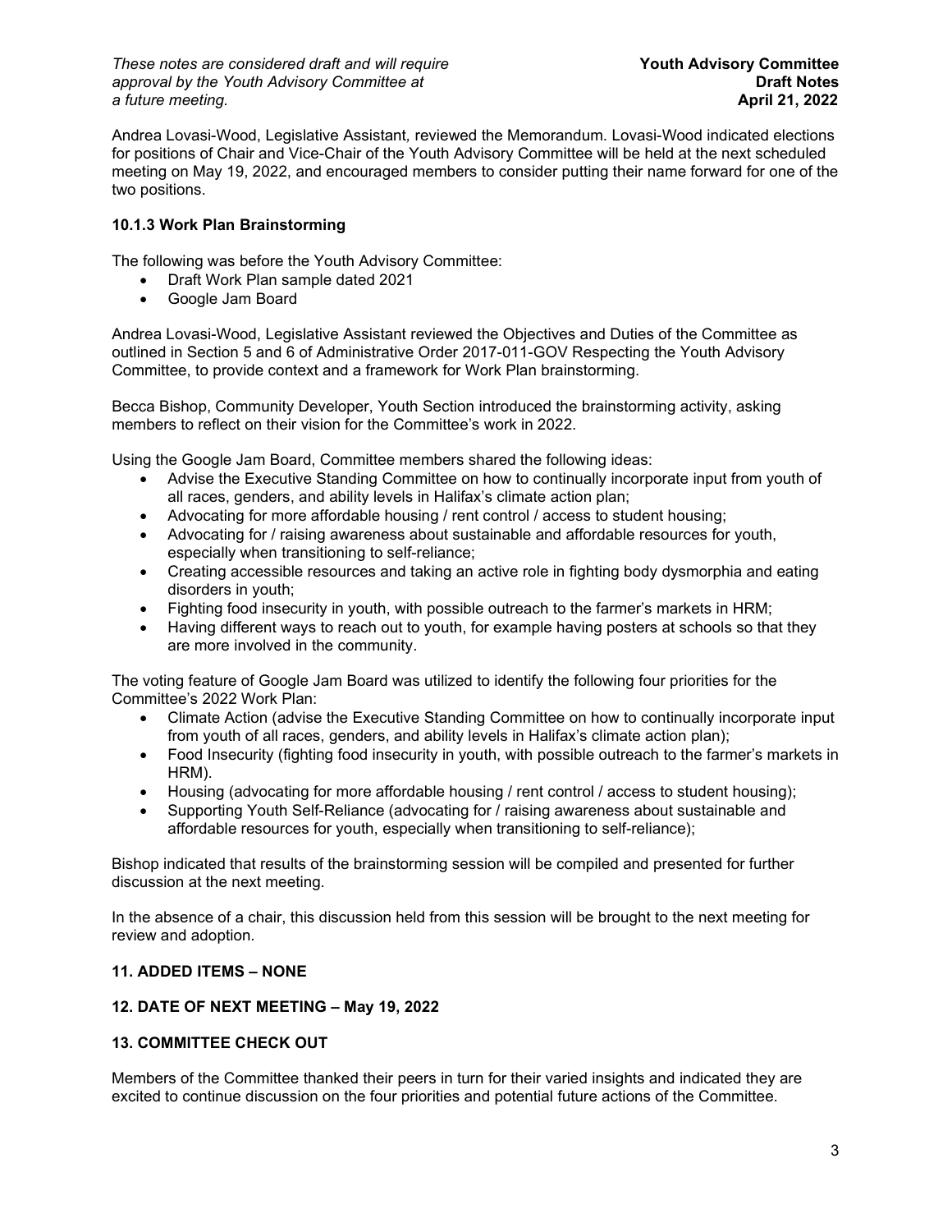Andrea Lovasi-Wood, Legislative Assistant, reviewed the Memorandum. Lovasi-Wood indicated elections for positions of Chair and Vice-Chair of the Youth Advisory Committee will be held at the next scheduled meeting on May 19, 2022, and encouraged members to consider putting their name forward for one of the two positions.

### 10.1.3 Work Plan Brainstorming

The following was before the Youth Advisory Committee:

- Draft Work Plan sample dated 2021
- Google Jam Board

Andrea Lovasi-Wood, Legislative Assistant reviewed the Objectives and Duties of the Committee as outlined in Section 5 and 6 of Administrative Order 2017-011-GOV Respecting the Youth Advisory Committee, to provide context and a framework for Work Plan brainstorming.

Becca Bishop, Community Developer, Youth Section introduced the brainstorming activity, asking members to reflect on their vision for the Committee's work in 2022.

Using the Google Jam Board, Committee members shared the following ideas:

- Advise the Executive Standing Committee on how to continually incorporate input from youth of all races, genders, and ability levels in Halifax's climate action plan;
- Advocating for more affordable housing / rent control / access to student housing;
- Advocating for / raising awareness about sustainable and affordable resources for youth, especially when transitioning to self-reliance;
- Creating accessible resources and taking an active role in fighting body dysmorphia and eating disorders in youth;
- Fighting food insecurity in youth, with possible outreach to the farmer's markets in HRM;
- Having different ways to reach out to youth, for example having posters at schools so that they are more involved in the community.

The voting feature of Google Jam Board was utilized to identify the following four priorities for the Committee's 2022 Work Plan:

- Climate Action (advise the Executive Standing Committee on how to continually incorporate input from youth of all races, genders, and ability levels in Halifax's climate action plan);
- Food Insecurity (fighting food insecurity in youth, with possible outreach to the farmer's markets in HRM).
- Housing (advocating for more affordable housing / rent control / access to student housing);
- Supporting Youth Self-Reliance (advocating for / raising awareness about sustainable and affordable resources for youth, especially when transitioning to self-reliance);

Bishop indicated that results of the brainstorming session will be compiled and presented for further discussion at the next meeting.

In the absence of a chair, this discussion held from this session will be brought to the next meeting for review and adoption.

## 11. ADDED ITEMS – NONE

## 12. DATE OF NEXT MEETING – May 19, 2022

## 13. COMMITTEE CHECK OUT

Members of the Committee thanked their peers in turn for their varied insights and indicated they are excited to continue discussion on the four priorities and potential future actions of the Committee.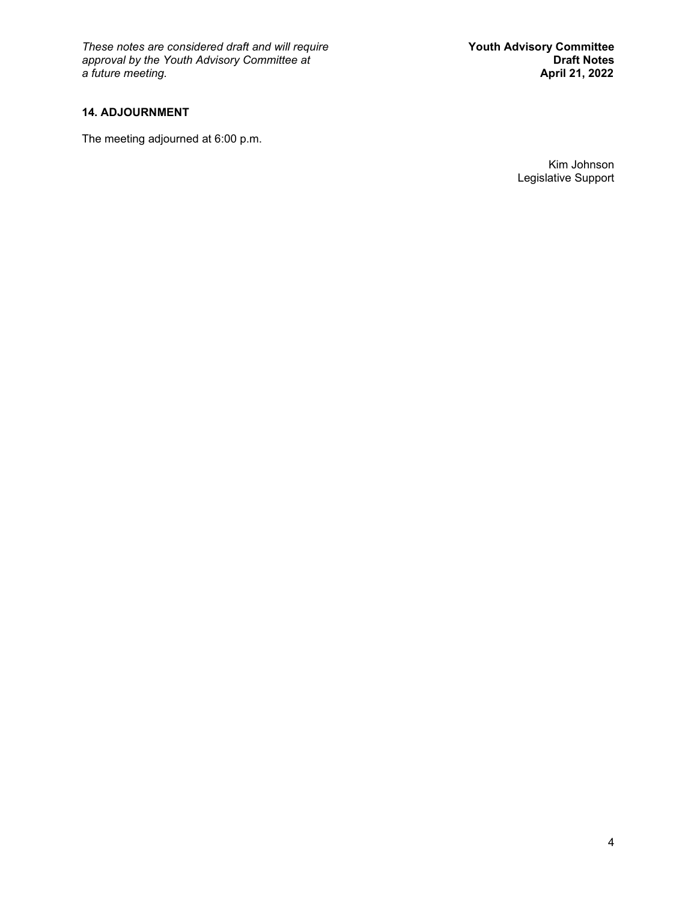## 14. ADJOURNMENT

The meeting adjourned at 6:00 p.m.

Kim Johnson
Legislative Support